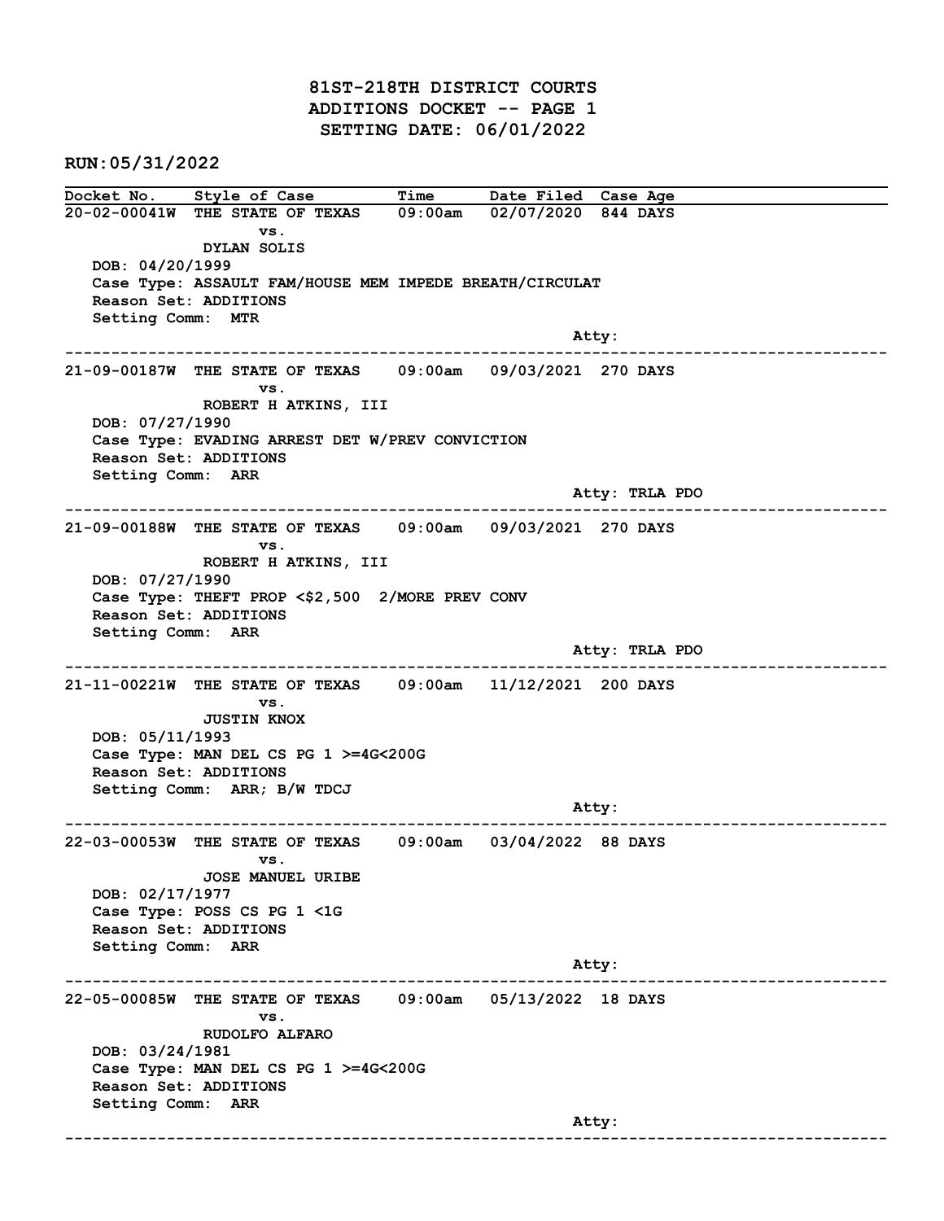# 81ST-218TH DISTRICT COURTS
## ADDITIONS DOCKET -- PAGE 1
## SETTING DATE: 06/01/2022

**RUN:05/31/2022**

| Docket No. | Style of Case | Time | Date Filed | Case Age |
|---|---|---|---|---|

---

**20-02-00041W** THE STATE OF TEXAS vs. DYLAN SOLIS — 09:00am — 02/07/2020 — 844 DAYS

DOB: 04/20/1999
Case Type: ASSAULT FAM/HOUSE MEM IMPEDE BREATH/CIRCULAT
Reason Set: ADDITIONS
Setting Comm: MTR
Atty:

---

**21-09-00187W** THE STATE OF TEXAS vs. ROBERT H ATKINS, III — 09:00am — 09/03/2021 — 270 DAYS

DOB: 07/27/1990
Case Type: EVADING ARREST DET W/PREV CONVICTION
Reason Set: ADDITIONS
Setting Comm: ARR
Atty: TRLA PDO

---

**21-09-00188W** THE STATE OF TEXAS vs. ROBERT H ATKINS, III — 09:00am — 09/03/2021 — 270 DAYS

DOB: 07/27/1990
Case Type: THEFT PROP <$2,500 2/MORE PREV CONV
Reason Set: ADDITIONS
Setting Comm: ARR
Atty: TRLA PDO

---

**21-11-00221W** THE STATE OF TEXAS vs. JUSTIN KNOX — 09:00am — 11/12/2021 — 200 DAYS

DOB: 05/11/1993
Case Type: MAN DEL CS PG 1 >=4G<200G
Reason Set: ADDITIONS
Setting Comm: ARR; B/W TDCJ
Atty:

---

**22-03-00053W** THE STATE OF TEXAS vs. JOSE MANUEL URIBE — 09:00am — 03/04/2022 — 88 DAYS

DOB: 02/17/1977
Case Type: POSS CS PG 1 <1G
Reason Set: ADDITIONS
Setting Comm: ARR
Atty:

---

**22-05-00085W** THE STATE OF TEXAS vs. RUDOLFO ALFARO — 09:00am — 05/13/2022 — 18 DAYS

DOB: 03/24/1981
Case Type: MAN DEL CS PG 1 >=4G<200G
Reason Set: ADDITIONS
Setting Comm: ARR
Atty:

---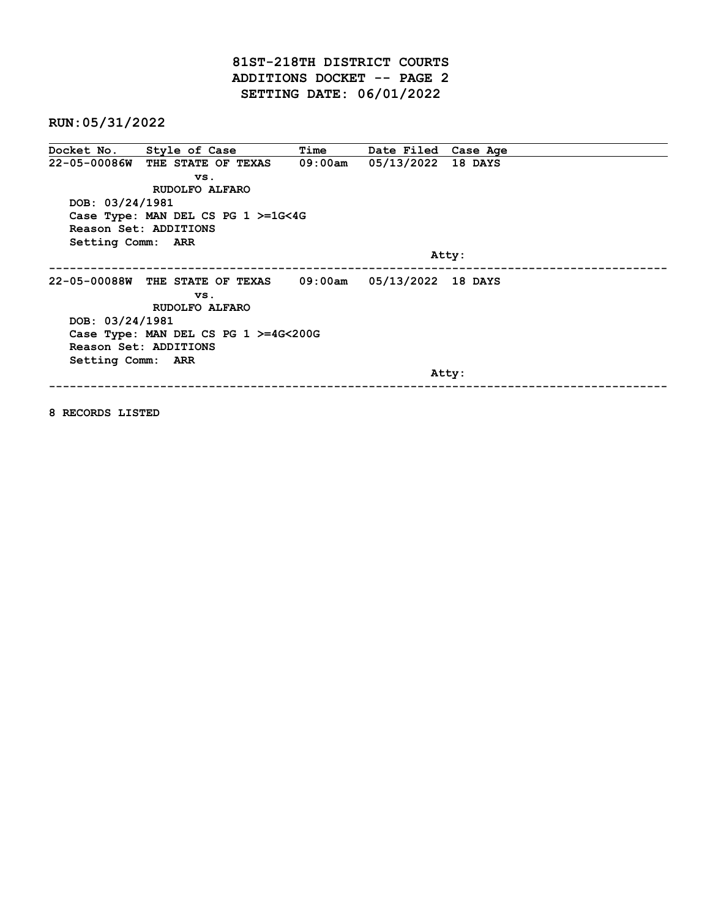**81ST-218TH DISTRICT COURTS**
**ADDITIONS DOCKET -- PAGE 2**
**SETTING DATE: 06/01/2022**

**RUN:05/31/2022**

| Docket No. | Style of Case | Time | Date Filed | Case Age |
|---|---|---|---|---|
| 22-05-00086W | THE STATE OF TEXAS vs. RUDOLFO ALFARO | 09:00am | 05/13/2022 | 18 DAYS |

DOB: 03/24/1981
Case Type: MAN DEL CS PG 1 >=1G<4G
Reason Set: ADDITIONS
Setting Comm: ARR
Atty:

---

| Docket No. | Style of Case | Time | Date Filed | Case Age |
|---|---|---|---|---|
| 22-05-00088W | THE STATE OF TEXAS vs. RUDOLFO ALFARO | 09:00am | 05/13/2022 | 18 DAYS |

DOB: 03/24/1981
Case Type: MAN DEL CS PG 1 >=4G<200G
Reason Set: ADDITIONS
Setting Comm: ARR
Atty:

---

8 RECORDS LISTED